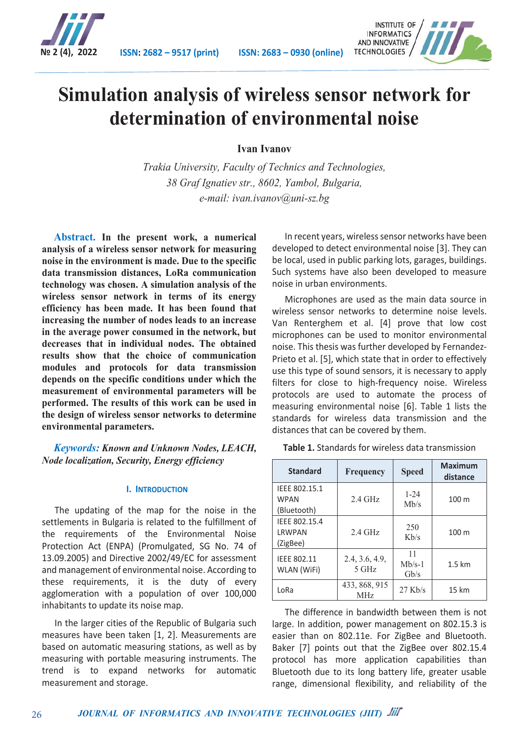# Simulation analysis of wireless sensor network for determination of environmental noise

**Ivan Ivanov**

*Trakia University, Faculty of Technics and Technologies,*
*38 Graf Ignatiev str., 8602, Yambol, Bulgaria,*
*e-mail: ivan.ivanov@uni-sz.bg*

**Abstract. In the present work, a numerical analysis of a wireless sensor network for measuring noise in the environment is made. Due to the specific data transmission distances, LoRa communication technology was chosen. A simulation analysis of the wireless sensor network in terms of its energy efficiency has been made. It has been found that increasing the number of nodes leads to an increase in the average power consumed in the network, but decreases that in individual nodes. The obtained results show that the choice of communication modules and protocols for data transmission depends on the specific conditions under which the measurement of environmental parameters will be performed. The results of this work can be used in the design of wireless sensor networks to determine environmental parameters.**

***Keywords:* *Known and Unknown Nodes, LEACH, Node localization, Security, Energy efficiency***

## I. Introduction

The updating of the map for the noise in the settlements in Bulgaria is related to the fulfillment of the requirements of the Environmental Noise Protection Act (ENPA) (Promulgated, SG No. 74 of 13.09.2005) and Directive 2002/49/EC for assessment and management of environmental noise. According to these requirements, it is the duty of every agglomeration with a population of over 100,000 inhabitants to update its noise map.

In the larger cities of the Republic of Bulgaria such measures have been taken [1, 2]. Measurements are based on automatic measuring stations, as well as by measuring with portable measuring instruments. The trend is to expand networks for automatic measurement and storage.

In recent years, wireless sensor networks have been developed to detect environmental noise [3]. They can be local, used in public parking lots, garages, buildings. Such systems have also been developed to measure noise in urban environments.

Microphones are used as the main data source in wireless sensor networks to determine noise levels. Van Renterghem et al. [4] prove that low cost microphones can be used to monitor environmental noise. This thesis was further developed by Fernandez-Prieto et al. [5], which state that in order to effectively use this type of sound sensors, it is necessary to apply filters for close to high-frequency noise. Wireless protocols are used to automate the process of measuring environmental noise [6]. Table 1 lists the standards for wireless data transmission and the distances that can be covered by them.

**Table 1.** Standards for wireless data transmission

| Standard | Frequency | Speed | Maximum distance |
|---|---|---|---|
| IEEE 802.15.1 WPAN (Bluetooth) | 2.4 GHz | 1-24 Mb/s | 100 m |
| IEEE 802.15.4 LRWPAN (ZigBee) | 2.4 GHz | 250 Kb/s | 100 m |
| IEEE 802.11 WLAN (WiFi) | 2.4, 3.6, 4.9, 5 GHz | 11 Mb/s-1 Gb/s | 1.5 km |
| LoRa | 433, 868, 915 MHz | 27 Kb/s | 15 km |

The difference in bandwidth between them is not large. In addition, power management on 802.15.3 is easier than on 802.11e. For ZigBee and Bluetooth. Baker [7] points out that the ZigBee over 802.15.4 protocol has more application capabilities than Bluetooth due to its long battery life, greater usable range, dimensional flexibility, and reliability of the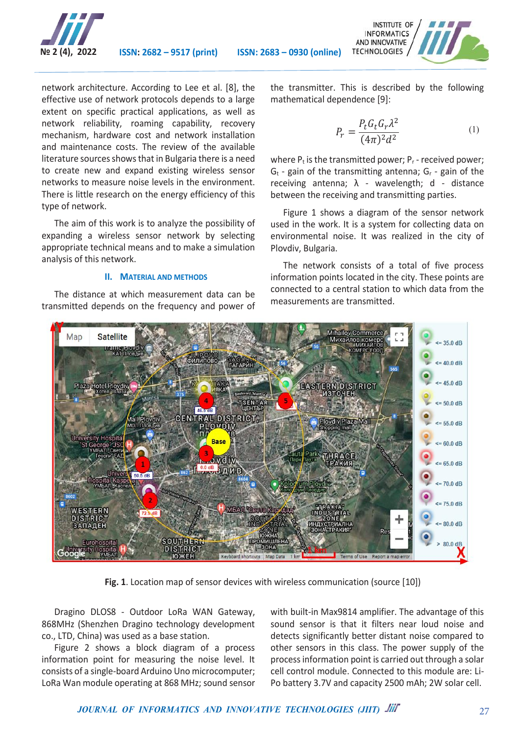network architecture. According to Lee et al. [8], the effective use of network protocols depends to a large extent on specific practical applications, as well as network reliability, roaming capability, recovery mechanism, hardware cost and network installation and maintenance costs. The review of the available literature sources shows that in Bulgaria there is a need to create new and expand existing wireless sensor networks to measure noise levels in the environment. There is little research on the energy efficiency of this type of network.

The aim of this work is to analyze the possibility of expanding a wireless sensor network by selecting appropriate technical means and to make a simulation analysis of this network.

## II. MATERIAL AND METHODS

The distance at which measurement data can be transmitted depends on the frequency and power of the transmitter. This is described by the following mathematical dependence [9]:

$$P_r = \frac{P_t G_t G_r \lambda^2}{(4\pi)^2 d^2} \quad (1)$$

where $P_t$ is the transmitted power; $P_r$ - received power; $G_t$ - gain of the transmitting antenna; $G_r$ - gain of the receiving antenna; λ - wavelength; d - distance between the receiving and transmitting parties.

Figure 1 shows a diagram of the sensor network used in the work. It is a system for collecting data on environmental noise. It was realized in the city of Plovdiv, Bulgaria.

The network consists of a total of five process information points located in the city. These points are connected to a central station to which data from the measurements are transmitted.

**Fig. 1**. Location map of sensor devices with wireless communication (source [10])

Dragino DLOS8 - Outdoor LoRa WAN Gateway, 868MHz (Shenzhen Dragino technology development co., LTD, China) was used as a base station.

Figure 2 shows a block diagram of a process information point for measuring the noise level. It consists of a single-board Arduino Uno microcomputer; LoRa Wan module operating at 868 MHz; sound sensor with built-in Max9814 amplifier. The advantage of this sound sensor is that it filters near loud noise and detects significantly better distant noise compared to other sensors in this class. The power supply of the process information point is carried out through a solar cell control module. Connected to this module are: Li-Po battery 3.7V and capacity 2500 mAh; 2W solar cell.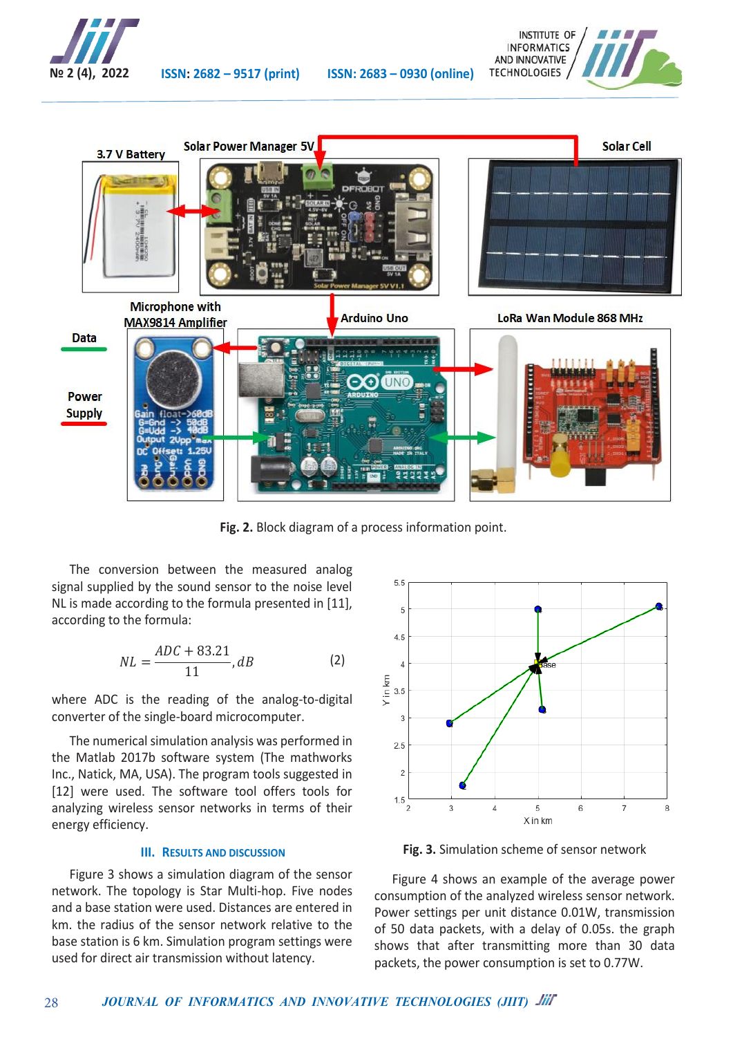Fig. 2. Block diagram of a process information point.

The conversion between the measured analog signal supplied by the sound sensor to the noise level NL is made according to the formula presented in [11], according to the formula:

$$NL = \frac{ADC + 83.21}{11}, dB \qquad (2)$$

where ADC is the reading of the analog-to-digital converter of the single-board microcomputer.

The numerical simulation analysis was performed in the Matlab 2017b software system (The mathworks Inc., Natick, MA, USA). The program tools suggested in [12] were used. The software tool offers tools for analyzing wireless sensor networks in terms of their energy efficiency.

## III. Results and Discussion

Figure 3 shows a simulation diagram of the sensor network. The topology is Star Multi-hop. Five nodes and a base station were used. Distances are entered in km. the radius of the sensor network relative to the base station is 6 km. Simulation program settings were used for direct air transmission without latency.

Fig. 3. Simulation scheme of sensor network

Figure 4 shows an example of the average power consumption of the analyzed wireless sensor network. Power settings per unit distance 0.01W, transmission of 50 data packets, with a delay of 0.05s. the graph shows that after transmitting more than 30 data packets, the power consumption is set to 0.77W.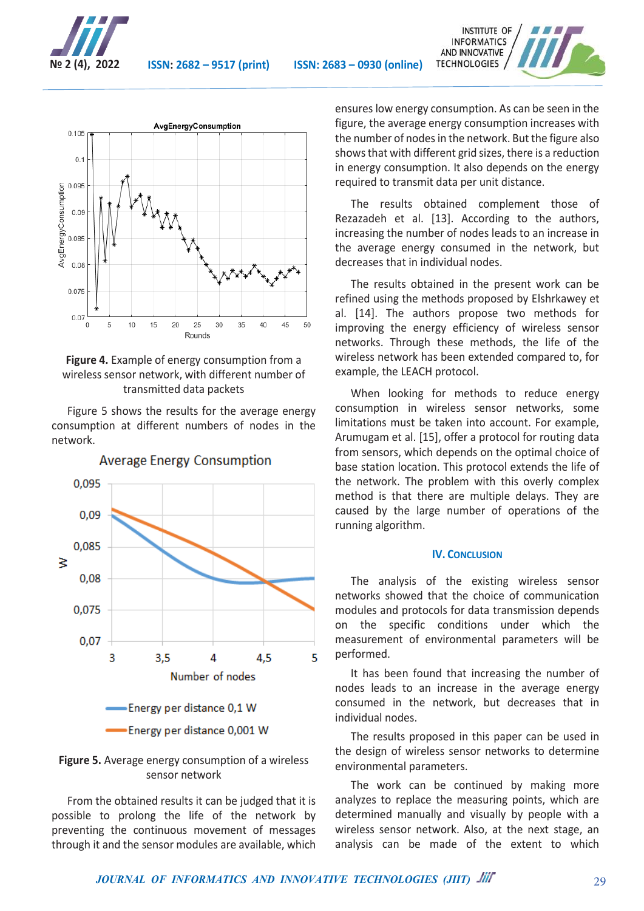**Figure 4.** Example of energy consumption from a wireless sensor network, with different number of transmitted data packets

Figure 5 shows the results for the average energy consumption at different numbers of nodes in the network.

**Figure 5.** Average energy consumption of a wireless sensor network

From the obtained results it can be judged that it is possible to prolong the life of the network by preventing the continuous movement of messages through it and the sensor modules are available, which ensures low energy consumption. As can be seen in the figure, the average energy consumption increases with the number of nodes in the network. But the figure also shows that with different grid sizes, there is a reduction in energy consumption. It also depends on the energy required to transmit data per unit distance.

The results obtained complement those of Rezazadeh et al. [13]. According to the authors, increasing the number of nodes leads to an increase in the average energy consumed in the network, but decreases that in individual nodes.

The results obtained in the present work can be refined using the methods proposed by Elshrkawey et al. [14]. The authors propose two methods for improving the energy efficiency of wireless sensor networks. Through these methods, the life of the wireless network has been extended compared to, for example, the LEACH protocol.

When looking for methods to reduce energy consumption in wireless sensor networks, some limitations must be taken into account. For example, Arumugam et al. [15], offer a protocol for routing data from sensors, which depends on the optimal choice of base station location. This protocol extends the life of the network. The problem with this overly complex method is that there are multiple delays. They are caused by the large number of operations of the running algorithm.

## IV. Conclusion

The analysis of the existing wireless sensor networks showed that the choice of communication modules and protocols for data transmission depends on the specific conditions under which the measurement of environmental parameters will be performed.

It has been found that increasing the number of nodes leads to an increase in the average energy consumed in the network, but decreases that in individual nodes.

The results proposed in this paper can be used in the design of wireless sensor networks to determine environmental parameters.

The work can be continued by making more analyzes to replace the measuring points, which are determined manually and visually by people with a wireless sensor network. Also, at the next stage, an analysis can be made of the extent to which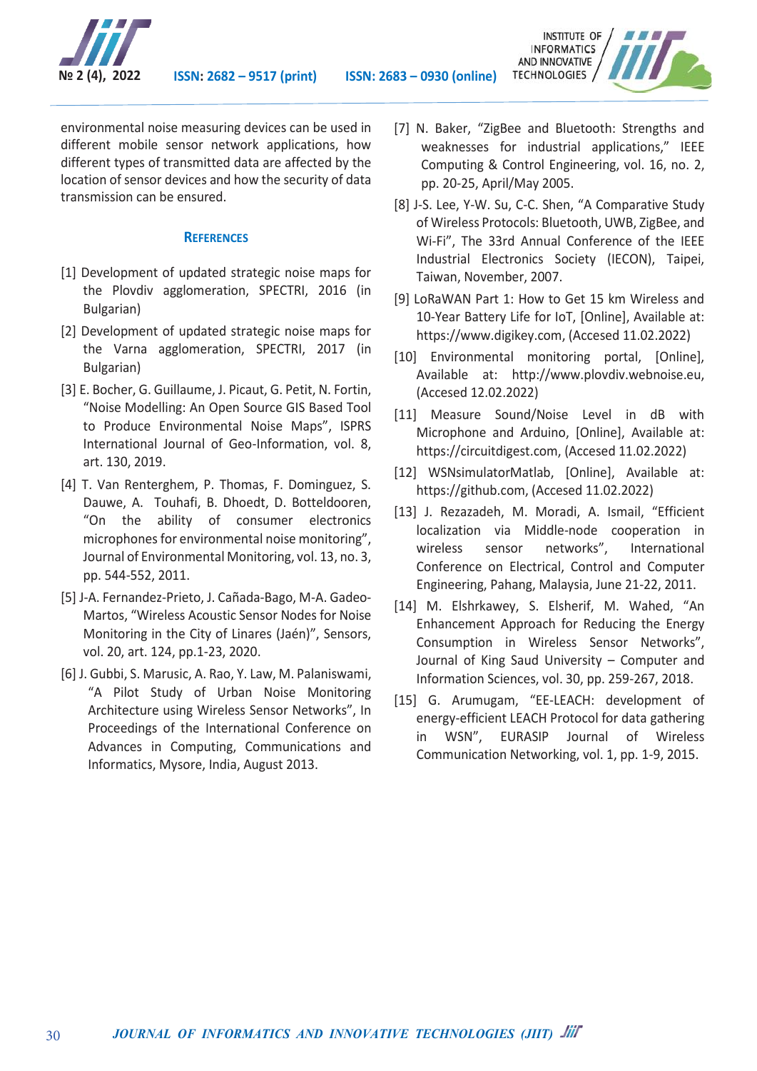environmental noise measuring devices can be used in different mobile sensor network applications, how different types of transmitted data are affected by the location of sensor devices and how the security of data transmission can be ensured.

## References

[1] Development of updated strategic noise maps for the Plovdiv agglomeration, SPECTRI, 2016 (in Bulgarian)

[2] Development of updated strategic noise maps for the Varna agglomeration, SPECTRI, 2017 (in Bulgarian)

[3] E. Bocher, G. Guillaume, J. Picaut, G. Petit, N. Fortin, "Noise Modelling: An Open Source GIS Based Tool to Produce Environmental Noise Maps", ISPRS International Journal of Geo-Information, vol. 8, art. 130, 2019.

[4] T. Van Renterghem, P. Thomas, F. Dominguez, S. Dauwe, A. Touhafi, B. Dhoedt, D. Botteldooren, "On the ability of consumer electronics microphones for environmental noise monitoring", Journal of Environmental Monitoring, vol. 13, no. 3, pp. 544-552, 2011.

[5] J-A. Fernandez-Prieto, J. Cañada-Bago, M-A. Gadeo-Martos, "Wireless Acoustic Sensor Nodes for Noise Monitoring in the City of Linares (Jaén)", Sensors, vol. 20, art. 124, pp.1-23, 2020.

[6] J. Gubbi, S. Marusic, A. Rao, Y. Law, M. Palaniswami, "A Pilot Study of Urban Noise Monitoring Architecture using Wireless Sensor Networks", In Proceedings of the International Conference on Advances in Computing, Communications and Informatics, Mysore, India, August 2013.

[7] N. Baker, "ZigBee and Bluetooth: Strengths and weaknesses for industrial applications," IEEE Computing & Control Engineering, vol. 16, no. 2, pp. 20-25, April/May 2005.

[8] J-S. Lee, Y-W. Su, C-C. Shen, "A Comparative Study of Wireless Protocols: Bluetooth, UWB, ZigBee, and Wi-Fi", The 33rd Annual Conference of the IEEE Industrial Electronics Society (IECON), Taipei, Taiwan, November, 2007.

[9] LoRaWAN Part 1: How to Get 15 km Wireless and 10-Year Battery Life for IoT, [Online], Available at: https://www.digikey.com, (Accesed 11.02.2022)

[10] Environmental monitoring portal, [Online], Available at: http://www.plovdiv.webnoise.eu, (Accesed 12.02.2022)

[11] Measure Sound/Noise Level in dB with Microphone and Arduino, [Online], Available at: https://circuitdigest.com, (Accesed 11.02.2022)

[12] WSNsimulatorMatlab, [Online], Available at: https://github.com, (Accesed 11.02.2022)

[13] J. Rezazadeh, M. Moradi, A. Ismail, "Efficient localization via Middle-node cooperation in wireless sensor networks", International Conference on Electrical, Control and Computer Engineering, Pahang, Malaysia, June 21-22, 2011.

[14] M. Elshrkawey, S. Elsherif, M. Wahed, "An Enhancement Approach for Reducing the Energy Consumption in Wireless Sensor Networks", Journal of King Saud University – Computer and Information Sciences, vol. 30, pp. 259-267, 2018.

[15] G. Arumugam, "EE-LEACH: development of energy-efficient LEACH Protocol for data gathering in WSN", EURASIP Journal of Wireless Communication Networking, vol. 1, pp. 1-9, 2015.